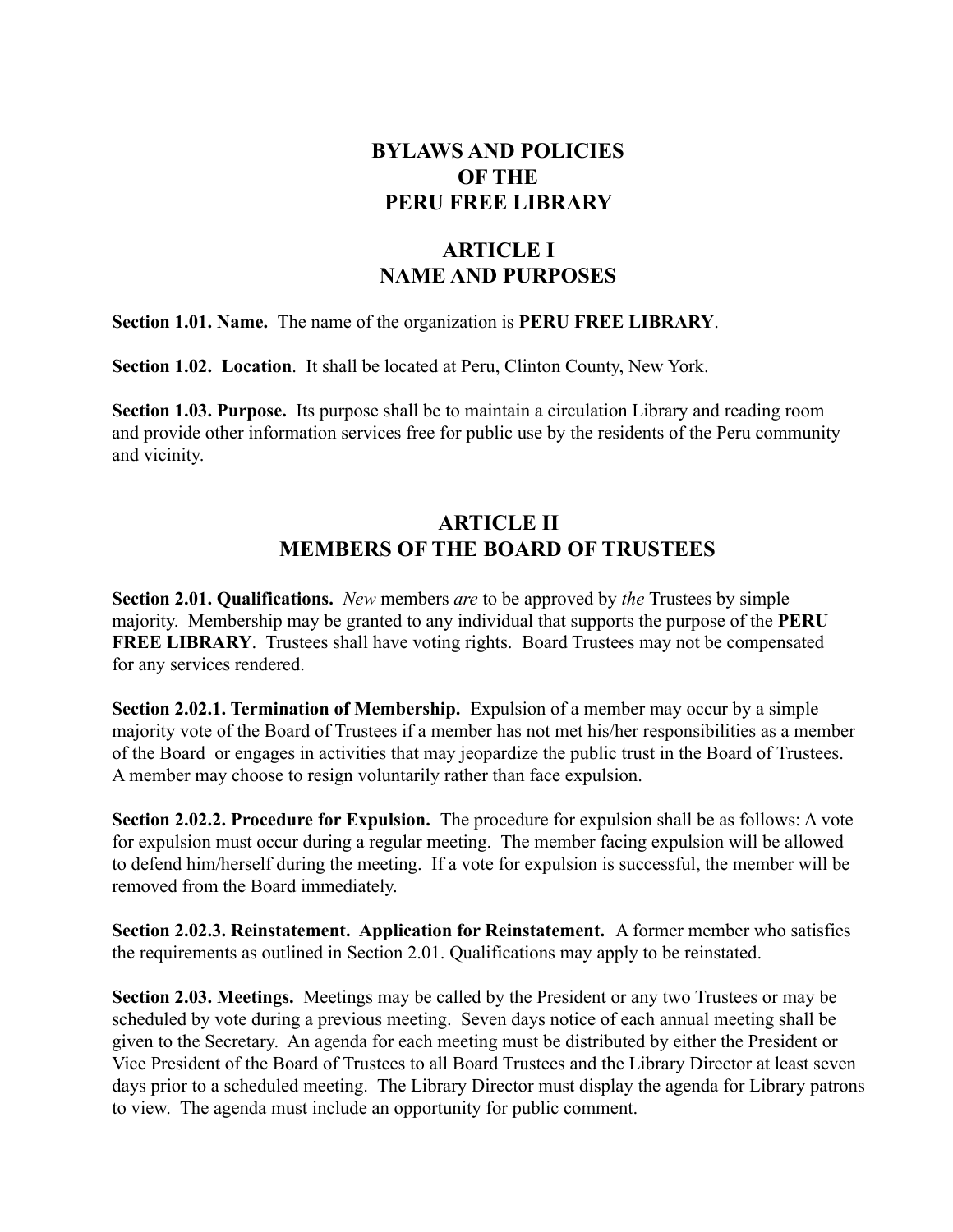# BYLAWS AND POLICIES OF THE PERU FREE LIBRARY

## ARTICLE I NAME AND PURPOSES

**Section 1.01. Name.** The name of the organization is **PERU FREE LIBRARY**.

**Section 1.02. Location**. It shall be located at Peru, Clinton County, New York.

**Section 1.03. Purpose.** Its purpose shall be to maintain a circulation Library and reading room and provide other information services free for public use by the residents of the Peru community and vicinity.

## ARTICLE II MEMBERS OF THE BOARD OF TRUSTEES

**Section 2.01. Qualifications.** *New* members *are* to be approved by *the* Trustees by simple majority. Membership may be granted to any individual that supports the purpose of the **PERU FREE LIBRARY**. Trustees shall have voting rights. Board Trustees may not be compensated for any services rendered.

**Section 2.02.1. Termination of Membership.** Expulsion of a member may occur by a simple majority vote of the Board of Trustees if a member has not met his/her responsibilities as a member of the Board or engages in activities that may jeopardize the public trust in the Board of Trustees. A member may choose to resign voluntarily rather than face expulsion.

**Section 2.02.2. Procedure for Expulsion.** The procedure for expulsion shall be as follows: A vote for expulsion must occur during a regular meeting. The member facing expulsion will be allowed to defend him/herself during the meeting. If a vote for expulsion is successful, the member will be removed from the Board immediately.

**Section 2.02.3. Reinstatement. Application for Reinstatement.** A former member who satisfies the requirements as outlined in Section 2.01. Qualifications may apply to be reinstated.

**Section 2.03. Meetings.** Meetings may be called by the President or any two Trustees or may be scheduled by vote during a previous meeting. Seven days notice of each annual meeting shall be given to the Secretary. An agenda for each meeting must be distributed by either the President or Vice President of the Board of Trustees to all Board Trustees and the Library Director at least seven days prior to a scheduled meeting. The Library Director must display the agenda for Library patrons to view. The agenda must include an opportunity for public comment.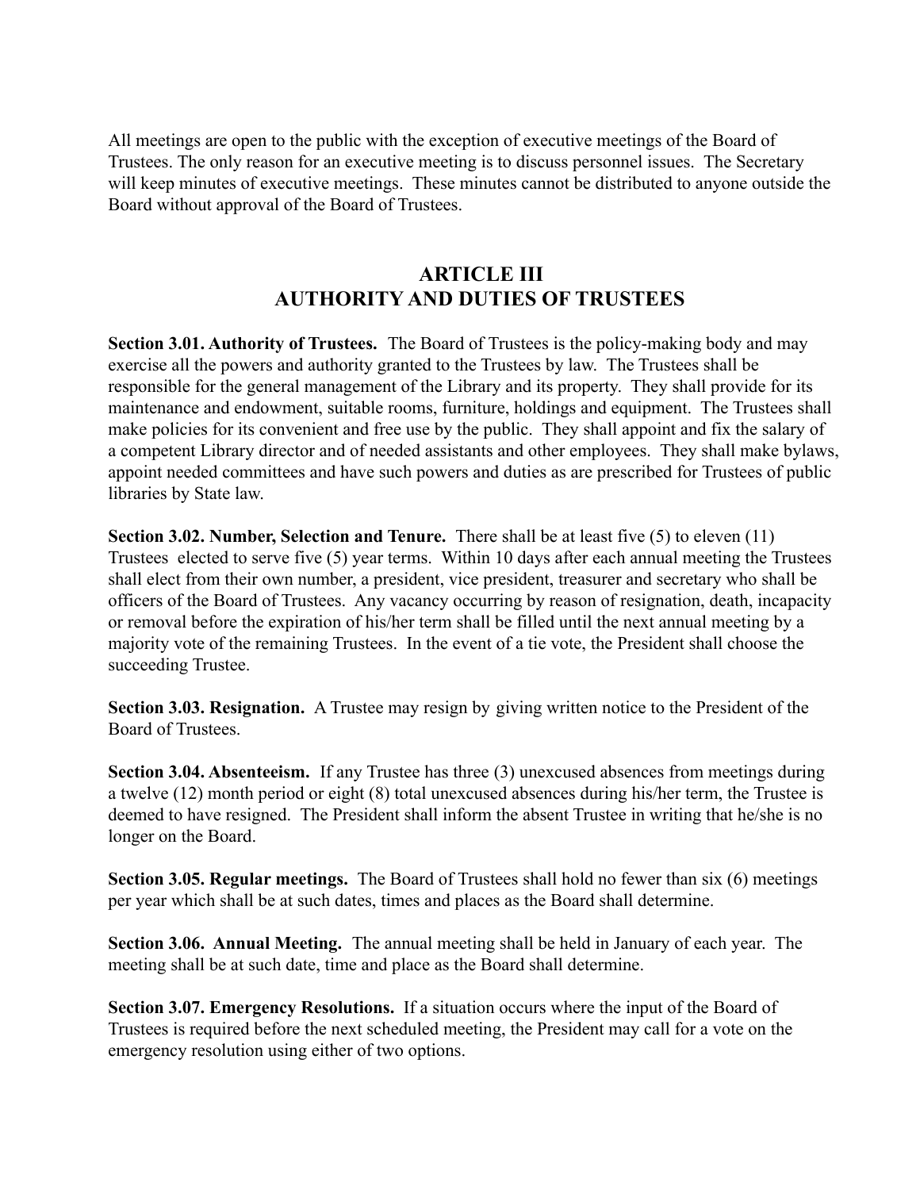All meetings are open to the public with the exception of executive meetings of the Board of Trustees. The only reason for an executive meeting is to discuss personnel issues. The Secretary will keep minutes of executive meetings. These minutes cannot be distributed to anyone outside the Board without approval of the Board of Trustees.

## ARTICLE III
## AUTHORITY AND DUTIES OF TRUSTEES

**Section 3.01. Authority of Trustees.** The Board of Trustees is the policy-making body and may exercise all the powers and authority granted to the Trustees by law. The Trustees shall be responsible for the general management of the Library and its property. They shall provide for its maintenance and endowment, suitable rooms, furniture, holdings and equipment. The Trustees shall make policies for its convenient and free use by the public. They shall appoint and fix the salary of a competent Library director and of needed assistants and other employees. They shall make bylaws, appoint needed committees and have such powers and duties as are prescribed for Trustees of public libraries by State law.

**Section 3.02. Number, Selection and Tenure.** There shall be at least five (5) to eleven (11) Trustees elected to serve five (5) year terms. Within 10 days after each annual meeting the Trustees shall elect from their own number, a president, vice president, treasurer and secretary who shall be officers of the Board of Trustees. Any vacancy occurring by reason of resignation, death, incapacity or removal before the expiration of his/her term shall be filled until the next annual meeting by a majority vote of the remaining Trustees. In the event of a tie vote, the President shall choose the succeeding Trustee.

**Section 3.03. Resignation.** A Trustee may resign by giving written notice to the President of the Board of Trustees.

**Section 3.04. Absenteeism.** If any Trustee has three (3) unexcused absences from meetings during a twelve (12) month period or eight (8) total unexcused absences during his/her term, the Trustee is deemed to have resigned. The President shall inform the absent Trustee in writing that he/she is no longer on the Board.

**Section 3.05. Regular meetings.** The Board of Trustees shall hold no fewer than six (6) meetings per year which shall be at such dates, times and places as the Board shall determine.

**Section 3.06. Annual Meeting.** The annual meeting shall be held in January of each year. The meeting shall be at such date, time and place as the Board shall determine.

**Section 3.07. Emergency Resolutions.** If a situation occurs where the input of the Board of Trustees is required before the next scheduled meeting, the President may call for a vote on the emergency resolution using either of two options.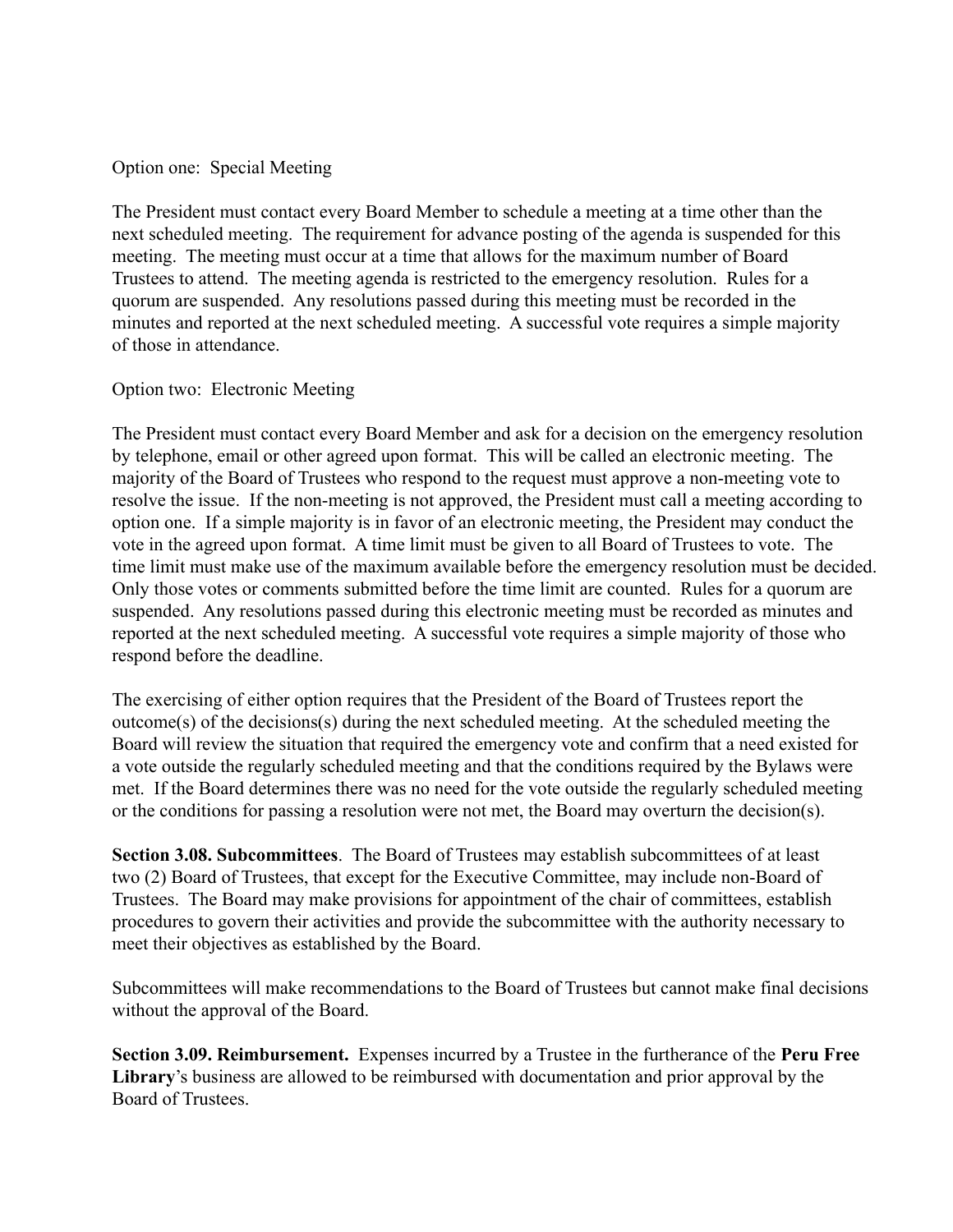Option one: Special Meeting

The President must contact every Board Member to schedule a meeting at a time other than the next scheduled meeting. The requirement for advance posting of the agenda is suspended for this meeting. The meeting must occur at a time that allows for the maximum number of Board Trustees to attend. The meeting agenda is restricted to the emergency resolution. Rules for a quorum are suspended. Any resolutions passed during this meeting must be recorded in the minutes and reported at the next scheduled meeting. A successful vote requires a simple majority of those in attendance.

Option two: Electronic Meeting

The President must contact every Board Member and ask for a decision on the emergency resolution by telephone, email or other agreed upon format. This will be called an electronic meeting. The majority of the Board of Trustees who respond to the request must approve a non-meeting vote to resolve the issue. If the non-meeting is not approved, the President must call a meeting according to option one. If a simple majority is in favor of an electronic meeting, the President may conduct the vote in the agreed upon format. A time limit must be given to all Board of Trustees to vote. The time limit must make use of the maximum available before the emergency resolution must be decided. Only those votes or comments submitted before the time limit are counted. Rules for a quorum are suspended. Any resolutions passed during this electronic meeting must be recorded as minutes and reported at the next scheduled meeting. A successful vote requires a simple majority of those who respond before the deadline.

The exercising of either option requires that the President of the Board of Trustees report the outcome(s) of the decisions(s) during the next scheduled meeting. At the scheduled meeting the Board will review the situation that required the emergency vote and confirm that a need existed for a vote outside the regularly scheduled meeting and that the conditions required by the Bylaws were met. If the Board determines there was no need for the vote outside the regularly scheduled meeting or the conditions for passing a resolution were not met, the Board may overturn the decision(s).

**Section 3.08. Subcommittees**. The Board of Trustees may establish subcommittees of at least two (2) Board of Trustees, that except for the Executive Committee, may include non-Board of Trustees. The Board may make provisions for appointment of the chair of committees, establish procedures to govern their activities and provide the subcommittee with the authority necessary to meet their objectives as established by the Board.

Subcommittees will make recommendations to the Board of Trustees but cannot make final decisions without the approval of the Board.

**Section 3.09. Reimbursement.** Expenses incurred by a Trustee in the furtherance of the **Peru Free Library**'s business are allowed to be reimbursed with documentation and prior approval by the Board of Trustees.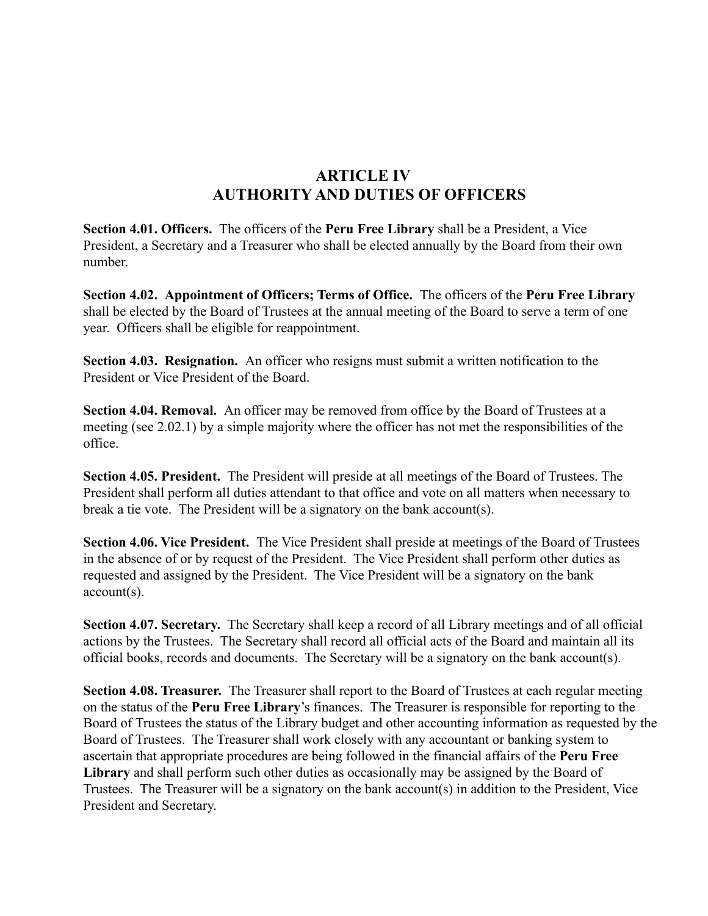# ARTICLE IV
# AUTHORITY AND DUTIES OF OFFICERS

**Section 4.01. Officers.** The officers of the **Peru Free Library** shall be a President, a Vice President, a Secretary and a Treasurer who shall be elected annually by the Board from their own number.

**Section 4.02. Appointment of Officers; Terms of Office.** The officers of the **Peru Free Library** shall be elected by the Board of Trustees at the annual meeting of the Board to serve a term of one year. Officers shall be eligible for reappointment.

**Section 4.03. Resignation.** An officer who resigns must submit a written notification to the President or Vice President of the Board.

**Section 4.04. Removal.** An officer may be removed from office by the Board of Trustees at a meeting (see 2.02.1) by a simple majority where the officer has not met the responsibilities of the office.

**Section 4.05. President.** The President will preside at all meetings of the Board of Trustees. The President shall perform all duties attendant to that office and vote on all matters when necessary to break a tie vote. The President will be a signatory on the bank account(s).

**Section 4.06. Vice President.** The Vice President shall preside at meetings of the Board of Trustees in the absence of or by request of the President. The Vice President shall perform other duties as requested and assigned by the President. The Vice President will be a signatory on the bank account(s).

**Section 4.07. Secretary.** The Secretary shall keep a record of all Library meetings and of all official actions by the Trustees. The Secretary shall record all official acts of the Board and maintain all its official books, records and documents. The Secretary will be a signatory on the bank account(s).

**Section 4.08. Treasurer.** The Treasurer shall report to the Board of Trustees at each regular meeting on the status of the **Peru Free Library**'s finances. The Treasurer is responsible for reporting to the Board of Trustees the status of the Library budget and other accounting information as requested by the Board of Trustees. The Treasurer shall work closely with any accountant or banking system to ascertain that appropriate procedures are being followed in the financial affairs of the **Peru Free Library** and shall perform such other duties as occasionally may be assigned by the Board of Trustees. The Treasurer will be a signatory on the bank account(s) in addition to the President, Vice President and Secretary.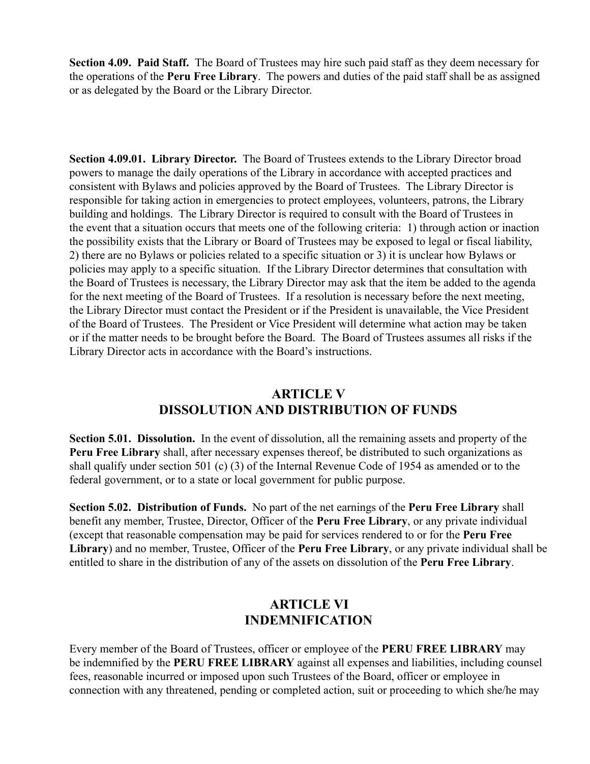**Section 4.09. Paid Staff.** The Board of Trustees may hire such paid staff as they deem necessary for the operations of the **Peru Free Library**. The powers and duties of the paid staff shall be as assigned or as delegated by the Board or the Library Director.

**Section 4.09.01. Library Director.** The Board of Trustees extends to the Library Director broad powers to manage the daily operations of the Library in accordance with accepted practices and consistent with Bylaws and policies approved by the Board of Trustees. The Library Director is responsible for taking action in emergencies to protect employees, volunteers, patrons, the Library building and holdings. The Library Director is required to consult with the Board of Trustees in the event that a situation occurs that meets one of the following criteria: 1) through action or inaction the possibility exists that the Library or Board of Trustees may be exposed to legal or fiscal liability, 2) there are no Bylaws or policies related to a specific situation or 3) it is unclear how Bylaws or policies may apply to a specific situation. If the Library Director determines that consultation with the Board of Trustees is necessary, the Library Director may ask that the item be added to the agenda for the next meeting of the Board of Trustees. If a resolution is necessary before the next meeting, the Library Director must contact the President or if the President is unavailable, the Vice President of the Board of Trustees. The President or Vice President will determine what action may be taken or if the matter needs to be brought before the Board. The Board of Trustees assumes all risks if the Library Director acts in accordance with the Board's instructions.

## ARTICLE V
## DISSOLUTION AND DISTRIBUTION OF FUNDS

**Section 5.01. Dissolution.** In the event of dissolution, all the remaining assets and property of the **Peru Free Library** shall, after necessary expenses thereof, be distributed to such organizations as shall qualify under section 501 (c) (3) of the Internal Revenue Code of 1954 as amended or to the federal government, or to a state or local government for public purpose.

**Section 5.02. Distribution of Funds.** No part of the net earnings of the **Peru Free Library** shall benefit any member, Trustee, Director, Officer of the **Peru Free Library**, or any private individual (except that reasonable compensation may be paid for services rendered to or for the **Peru Free Library**) and no member, Trustee, Officer of the **Peru Free Library**, or any private individual shall be entitled to share in the distribution of any of the assets on dissolution of the **Peru Free Library**.

## ARTICLE VI
## INDEMNIFICATION

Every member of the Board of Trustees, officer or employee of the **PERU FREE LIBRARY** may be indemnified by the **PERU FREE LIBRARY** against all expenses and liabilities, including counsel fees, reasonable incurred or imposed upon such Trustees of the Board, officer or employee in connection with any threatened, pending or completed action, suit or proceeding to which she/he may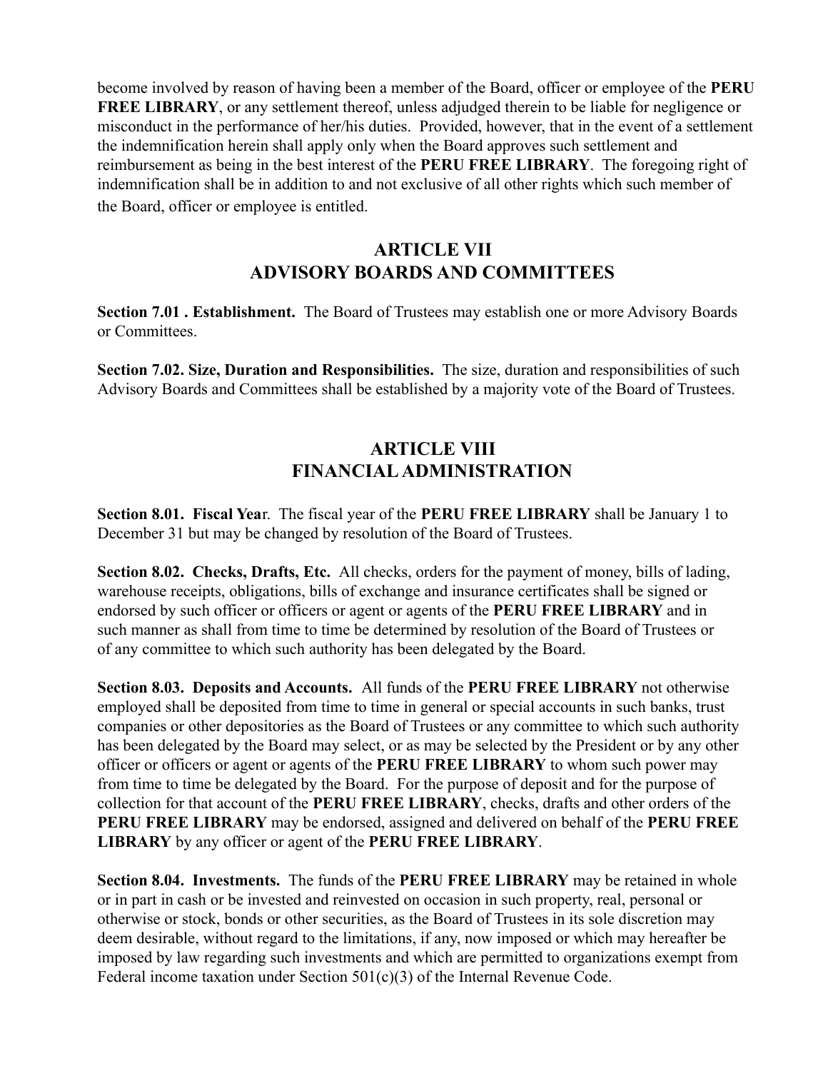become involved by reason of having been a member of the Board, officer or employee of the **PERU FREE LIBRARY**, or any settlement thereof, unless adjudged therein to be liable for negligence or misconduct in the performance of her/his duties. Provided, however, that in the event of a settlement the indemnification herein shall apply only when the Board approves such settlement and reimbursement as being in the best interest of the **PERU FREE LIBRARY**. The foregoing right of indemnification shall be in addition to and not exclusive of all other rights which such member of the Board, officer or employee is entitled.

## ARTICLE VII
## ADVISORY BOARDS AND COMMITTEES

**Section 7.01 . Establishment.** The Board of Trustees may establish one or more Advisory Boards or Committees.

**Section 7.02. Size, Duration and Responsibilities.** The size, duration and responsibilities of such Advisory Boards and Committees shall be established by a majority vote of the Board of Trustees.

## ARTICLE VIII
## FINANCIAL ADMINISTRATION

**Section 8.01. Fiscal Yea**r. The fiscal year of the **PERU FREE LIBRARY** shall be January 1 to December 31 but may be changed by resolution of the Board of Trustees.

**Section 8.02. Checks, Drafts, Etc.** All checks, orders for the payment of money, bills of lading, warehouse receipts, obligations, bills of exchange and insurance certificates shall be signed or endorsed by such officer or officers or agent or agents of the **PERU FREE LIBRARY** and in such manner as shall from time to time be determined by resolution of the Board of Trustees or of any committee to which such authority has been delegated by the Board.

**Section 8.03. Deposits and Accounts.** All funds of the **PERU FREE LIBRARY** not otherwise employed shall be deposited from time to time in general or special accounts in such banks, trust companies or other depositories as the Board of Trustees or any committee to which such authority has been delegated by the Board may select, or as may be selected by the President or by any other officer or officers or agent or agents of the **PERU FREE LIBRARY** to whom such power may from time to time be delegated by the Board. For the purpose of deposit and for the purpose of collection for that account of the **PERU FREE LIBRARY**, checks, drafts and other orders of the **PERU FREE LIBRARY** may be endorsed, assigned and delivered on behalf of the **PERU FREE LIBRARY** by any officer or agent of the **PERU FREE LIBRARY**.

**Section 8.04. Investments.** The funds of the **PERU FREE LIBRARY** may be retained in whole or in part in cash or be invested and reinvested on occasion in such property, real, personal or otherwise or stock, bonds or other securities, as the Board of Trustees in its sole discretion may deem desirable, without regard to the limitations, if any, now imposed or which may hereafter be imposed by law regarding such investments and which are permitted to organizations exempt from Federal income taxation under Section 501(c)(3) of the Internal Revenue Code.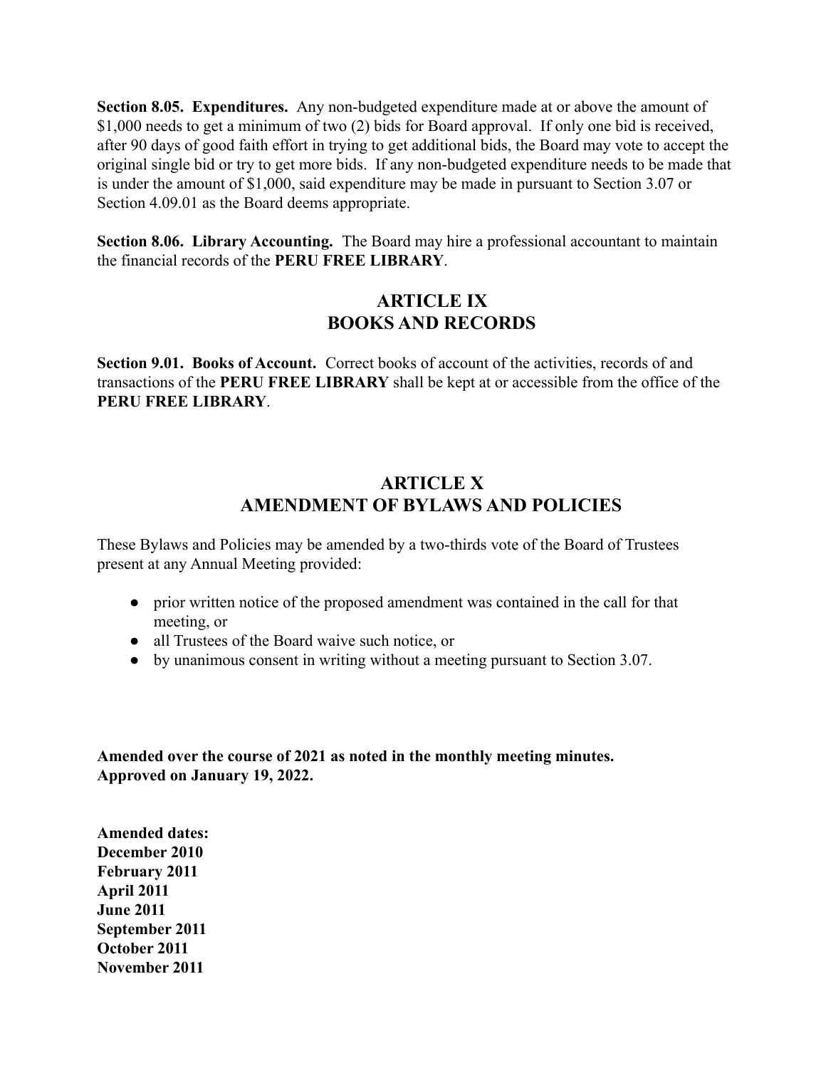**Section 8.05. Expenditures.** Any non-budgeted expenditure made at or above the amount of $1,000 needs to get a minimum of two (2) bids for Board approval. If only one bid is received, after 90 days of good faith effort in trying to get additional bids, the Board may vote to accept the original single bid or try to get more bids. If any non-budgeted expenditure needs to be made that is under the amount of $1,000, said expenditure may be made in pursuant to Section 3.07 or Section 4.09.01 as the Board deems appropriate.

**Section 8.06. Library Accounting.** The Board may hire a professional accountant to maintain the financial records of the **PERU FREE LIBRARY**.

## ARTICLE IX
## BOOKS AND RECORDS

**Section 9.01. Books of Account.** Correct books of account of the activities, records of and transactions of the **PERU FREE LIBRARY** shall be kept at or accessible from the office of the **PERU FREE LIBRARY**.

## ARTICLE X
## AMENDMENT OF BYLAWS AND POLICIES

These Bylaws and Policies may be amended by a two-thirds vote of the Board of Trustees present at any Annual Meeting provided:

- prior written notice of the proposed amendment was contained in the call for that meeting, or
- all Trustees of the Board waive such notice, or
- by unanimous consent in writing without a meeting pursuant to Section 3.07.

**Amended over the course of 2021 as noted in the monthly meeting minutes.**
**Approved on January 19, 2022.**

**Amended dates:**
**December 2010**
**February 2011**
**April 2011**
**June 2011**
**September 2011**
**October 2011**
**November 2011**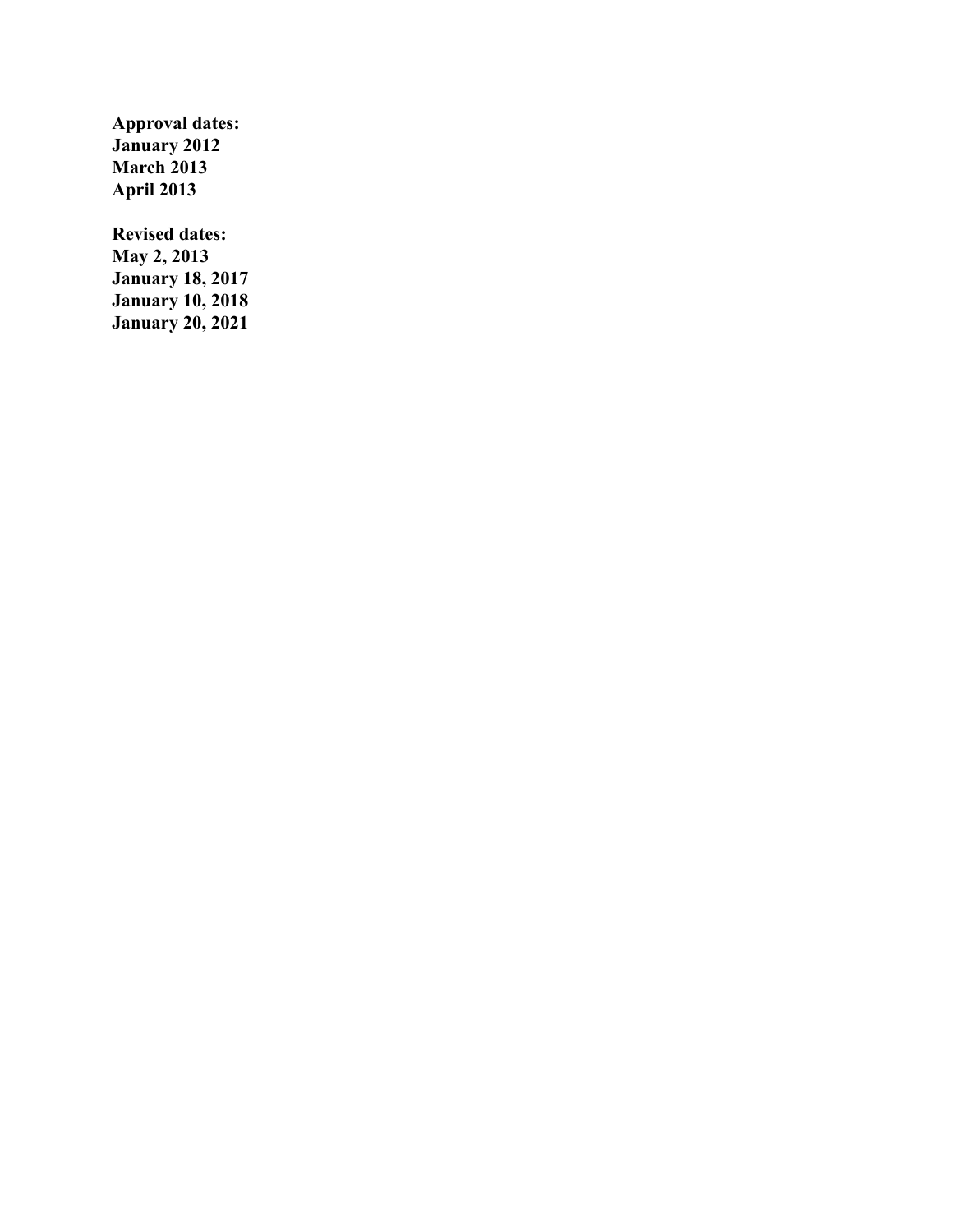**Approval dates:**
**January 2012**
**March 2013**
**April 2013**

**Revised dates:**
**May 2, 2013**
**January 18, 2017**
**January 10, 2018**
**January 20, 2021**